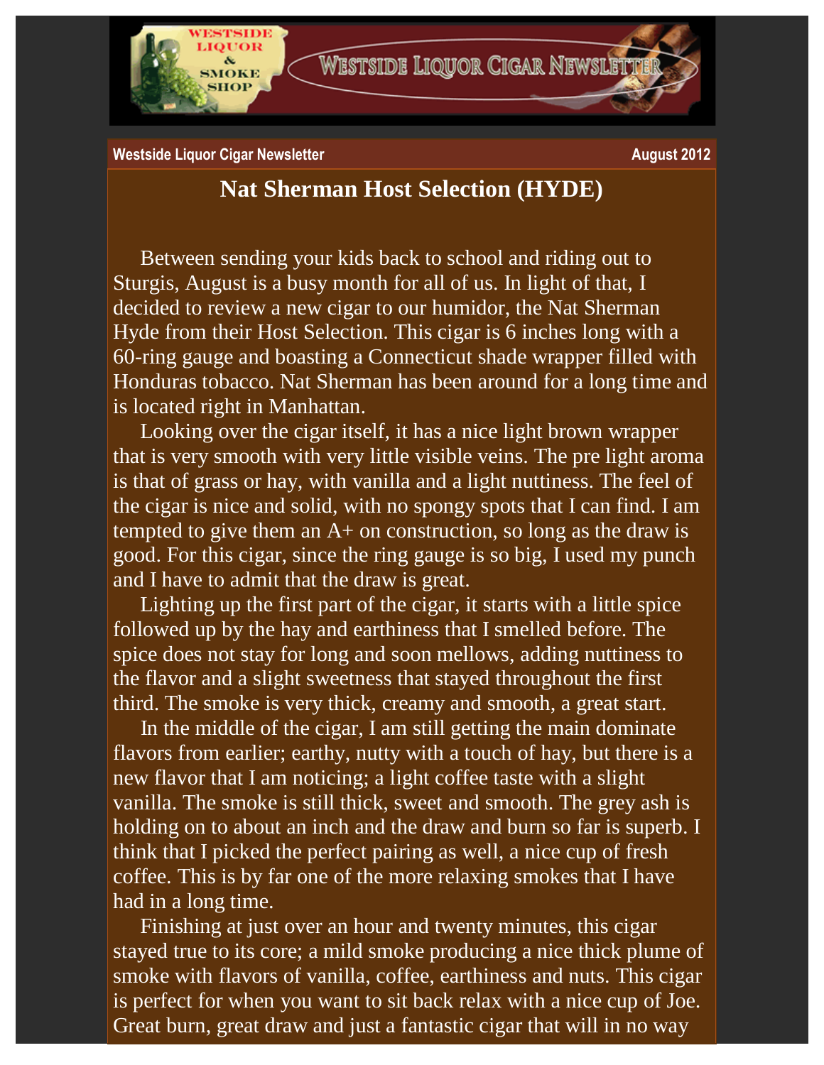Westside Liquor Cigar Newsletter — August 2012

# Nat Sherman Host Selection (HYDE)

Between sending your kids back to school and riding out to Sturgis, August is a busy month for all of us. In light of that, I decided to review a new cigar to our humidor, the Nat Sherman Hyde from their Host Selection. This cigar is 6 inches long with a 60-ring gauge and boasting a Connecticut shade wrapper filled with Honduras tobacco. Nat Sherman has been around for a long time and is located right in Manhattan.

Looking over the cigar itself, it has a nice light brown wrapper that is very smooth with very little visible veins. The pre light aroma is that of grass or hay, with vanilla and a light nuttiness. The feel of the cigar is nice and solid, with no spongy spots that I can find. I am tempted to give them an A+ on construction, so long as the draw is good. For this cigar, since the ring gauge is so big, I used my punch and I have to admit that the draw is great.

Lighting up the first part of the cigar, it starts with a little spice followed up by the hay and earthiness that I smelled before. The spice does not stay for long and soon mellows, adding nuttiness to the flavor and a slight sweetness that stayed throughout the first third. The smoke is very thick, creamy and smooth, a great start.

In the middle of the cigar, I am still getting the main dominate flavors from earlier; earthy, nutty with a touch of hay, but there is a new flavor that I am noticing; a light coffee taste with a slight vanilla. The smoke is still thick, sweet and smooth. The grey ash is holding on to about an inch and the draw and burn so far is superb. I think that I picked the perfect pairing as well, a nice cup of fresh coffee. This is by far one of the more relaxing smokes that I have had in a long time.

Finishing at just over an hour and twenty minutes, this cigar stayed true to its core; a mild smoke producing a nice thick plume of smoke with flavors of vanilla, coffee, earthiness and nuts. This cigar is perfect for when you want to sit back relax with a nice cup of Joe. Great burn, great draw and just a fantastic cigar that will in no way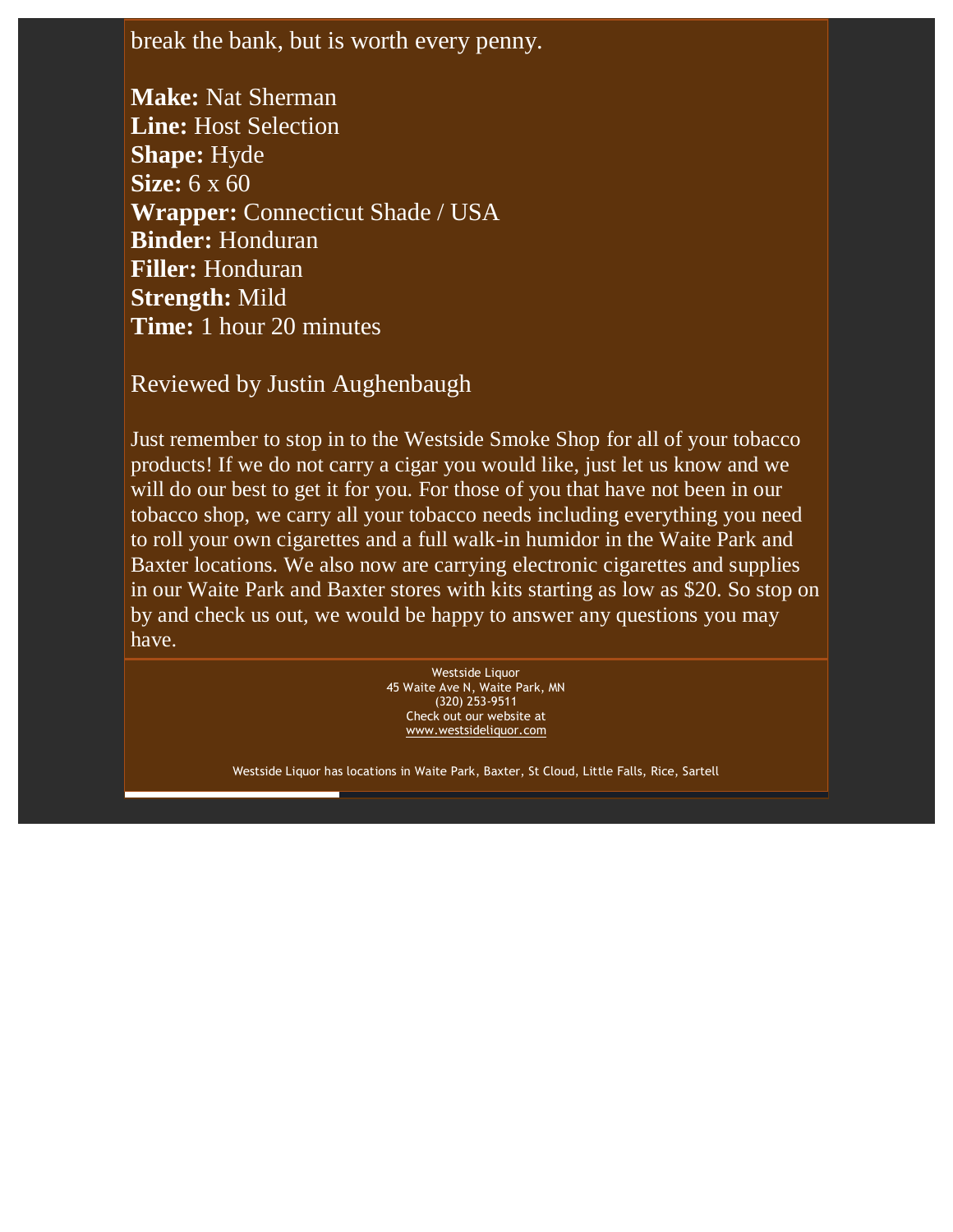break the bank, but is worth every penny.

**Make:** Nat Sherman
**Line:** Host Selection
**Shape:** Hyde
**Size:** 6 x 60
**Wrapper:** Connecticut Shade / USA
**Binder:** Honduran
**Filler:** Honduran
**Strength:** Mild
**Time:** 1 hour 20 minutes

Reviewed by Justin Aughenbaugh

Just remember to stop in to the Westside Smoke Shop for all of your tobacco products! If we do not carry a cigar you would like, just let us know and we will do our best to get it for you. For those of you that have not been in our tobacco shop, we carry all your tobacco needs including everything you need to roll your own cigarettes and a full walk-in humidor in the Waite Park and Baxter locations. We also now are carrying electronic cigarettes and supplies in our Waite Park and Baxter stores with kits starting as low as $20. So stop on by and check us out, we would be happy to answer any questions you may have.

Westside Liquor
45 Waite Ave N, Waite Park, MN
(320) 253-9511
Check out our website at
www.westsideliquor.com

Westside Liquor has locations in Waite Park, Baxter, St Cloud, Little Falls, Rice, Sartell